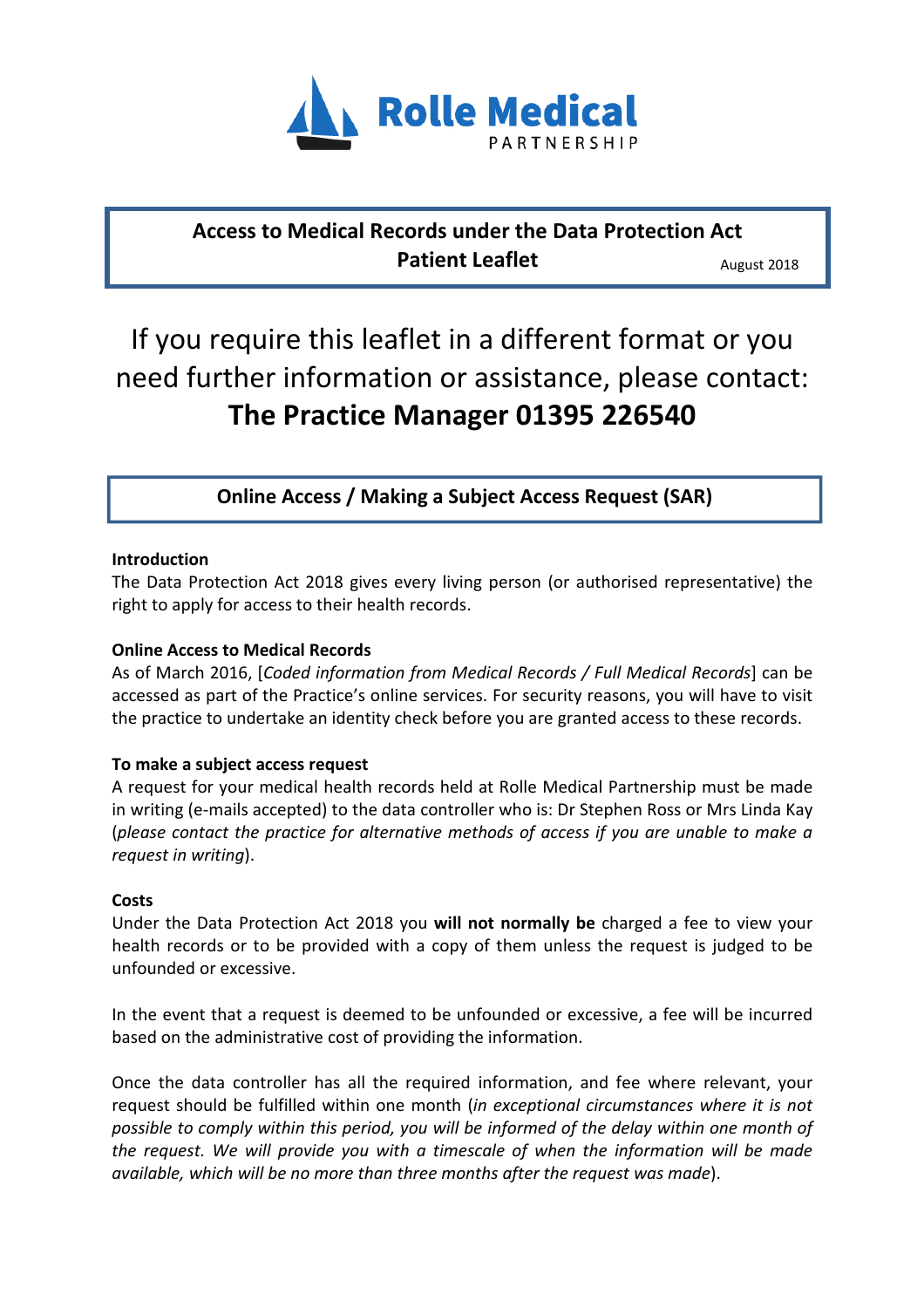Rolle Medical PARTNERSHIP

# Access to Medical Records under the Data Protection Act Patient Leaflet

August 2018

## If you require this leaflet in a different format or you need further information or assistance, please contact: **The Practice Manager 01395 226540**

## Online Access / Making a Subject Access Request (SAR)

**Introduction**

The Data Protection Act 2018 gives every living person (or authorised representative) the right to apply for access to their health records.

**Online Access to Medical Records**

As of March 2016, [*Coded information from Medical Records / Full Medical Records*] can be accessed as part of the Practice's online services. For security reasons, you will have to visit the practice to undertake an identity check before you are granted access to these records.

**To make a subject access request**

A request for your medical health records held at Rolle Medical Partnership must be made in writing (e-mails accepted) to the data controller who is: Dr Stephen Ross or Mrs Linda Kay (*please contact the practice for alternative methods of access if you are unable to make a request in writing*).

**Costs**

Under the Data Protection Act 2018 you **will not normally be** charged a fee to view your health records or to be provided with a copy of them unless the request is judged to be unfounded or excessive.

In the event that a request is deemed to be unfounded or excessive, a fee will be incurred based on the administrative cost of providing the information.

Once the data controller has all the required information, and fee where relevant, your request should be fulfilled within one month (*in exceptional circumstances where it is not possible to comply within this period, you will be informed of the delay within one month of the request. We will provide you with a timescale of when the information will be made available, which will be no more than three months after the request was made*).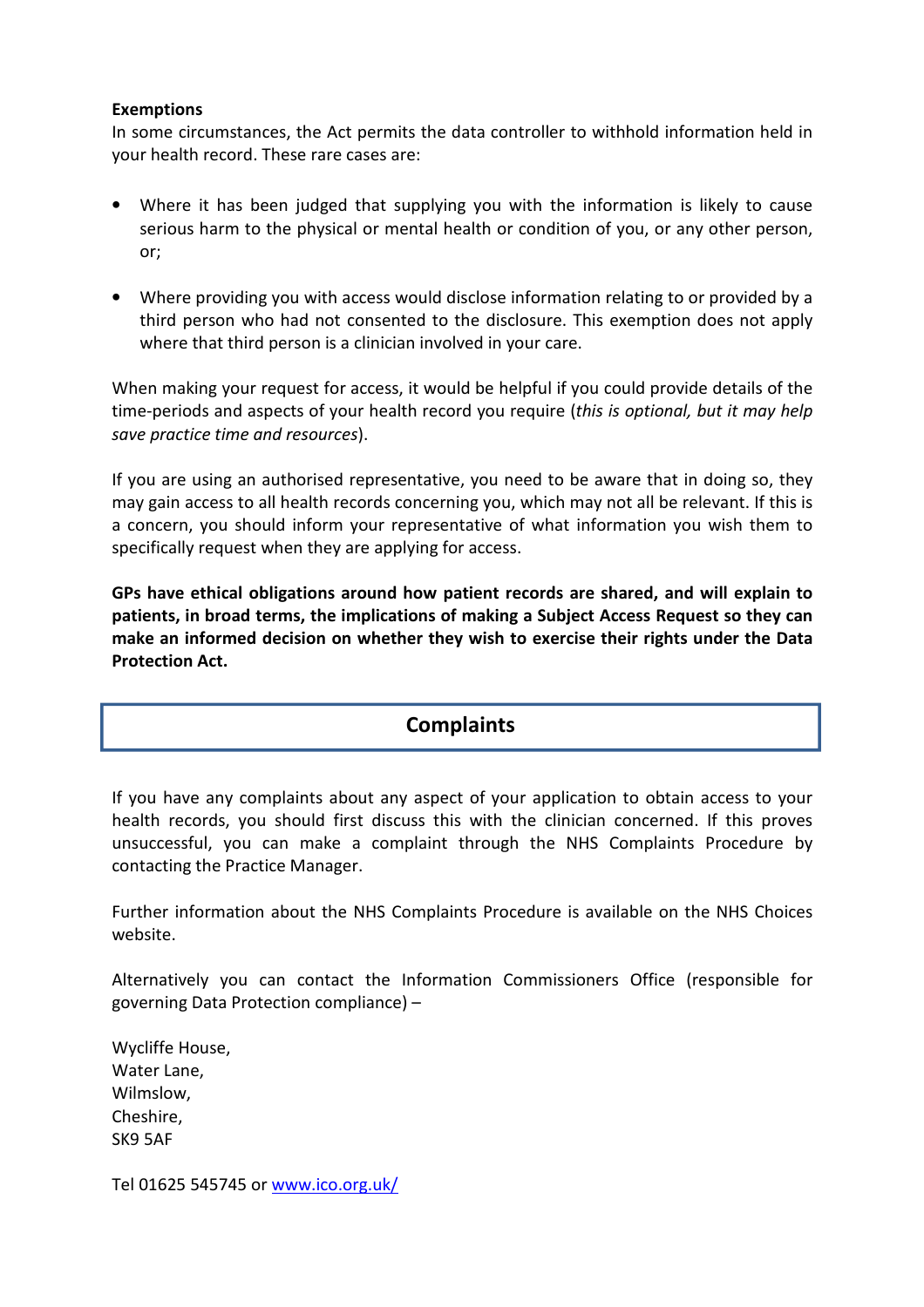**Exemptions**

In some circumstances, the Act permits the data controller to withhold information held in your health record. These rare cases are:

- Where it has been judged that supplying you with the information is likely to cause serious harm to the physical or mental health or condition of you, or any other person, or;
- Where providing you with access would disclose information relating to or provided by a third person who had not consented to the disclosure. This exemption does not apply where that third person is a clinician involved in your care.

When making your request for access, it would be helpful if you could provide details of the time-periods and aspects of your health record you require (*this is optional, but it may help save practice time and resources*).

If you are using an authorised representative, you need to be aware that in doing so, they may gain access to all health records concerning you, which may not all be relevant. If this is a concern, you should inform your representative of what information you wish them to specifically request when they are applying for access.

**GPs have ethical obligations around how patient records are shared, and will explain to patients, in broad terms, the implications of making a Subject Access Request so they can make an informed decision on whether they wish to exercise their rights under the Data Protection Act.**

## Complaints

If you have any complaints about any aspect of your application to obtain access to your health records, you should first discuss this with the clinician concerned. If this proves unsuccessful, you can make a complaint through the NHS Complaints Procedure by contacting the Practice Manager.

Further information about the NHS Complaints Procedure is available on the NHS Choices website.

Alternatively you can contact the Information Commissioners Office (responsible for governing Data Protection compliance) –

Wycliffe House,
Water Lane,
Wilmslow,
Cheshire,
SK9 5AF

Tel 01625 545745 or [www.ico.org.uk/](www.ico.org.uk/)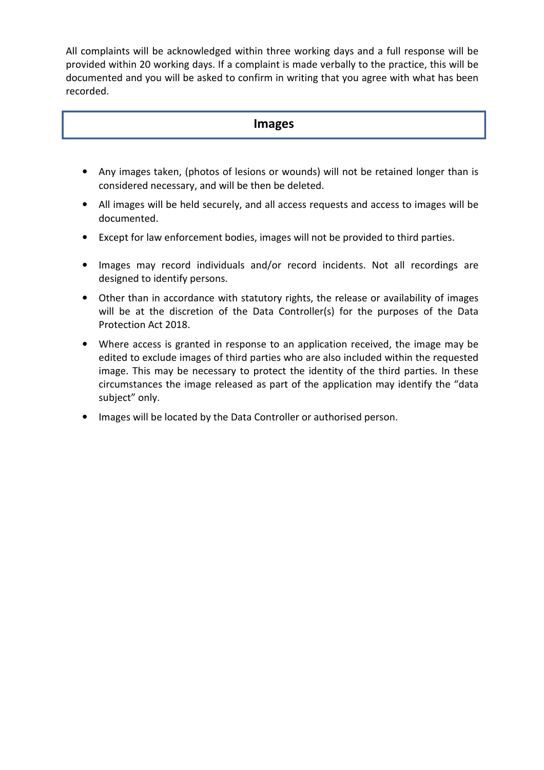All complaints will be acknowledged within three working days and a full response will be provided within 20 working days. If a complaint is made verbally to the practice, this will be documented and you will be asked to confirm in writing that you agree with what has been recorded.

## Images

- Any images taken, (photos of lesions or wounds) will not be retained longer than is considered necessary, and will be then be deleted.
- All images will be held securely, and all access requests and access to images will be documented.
- Except for law enforcement bodies, images will not be provided to third parties.
- Images may record individuals and/or record incidents. Not all recordings are designed to identify persons.
- Other than in accordance with statutory rights, the release or availability of images will be at the discretion of the Data Controller(s) for the purposes of the Data Protection Act 2018.
- Where access is granted in response to an application received, the image may be edited to exclude images of third parties who are also included within the requested image. This may be necessary to protect the identity of the third parties. In these circumstances the image released as part of the application may identify the "data subject" only.
- Images will be located by the Data Controller or authorised person.